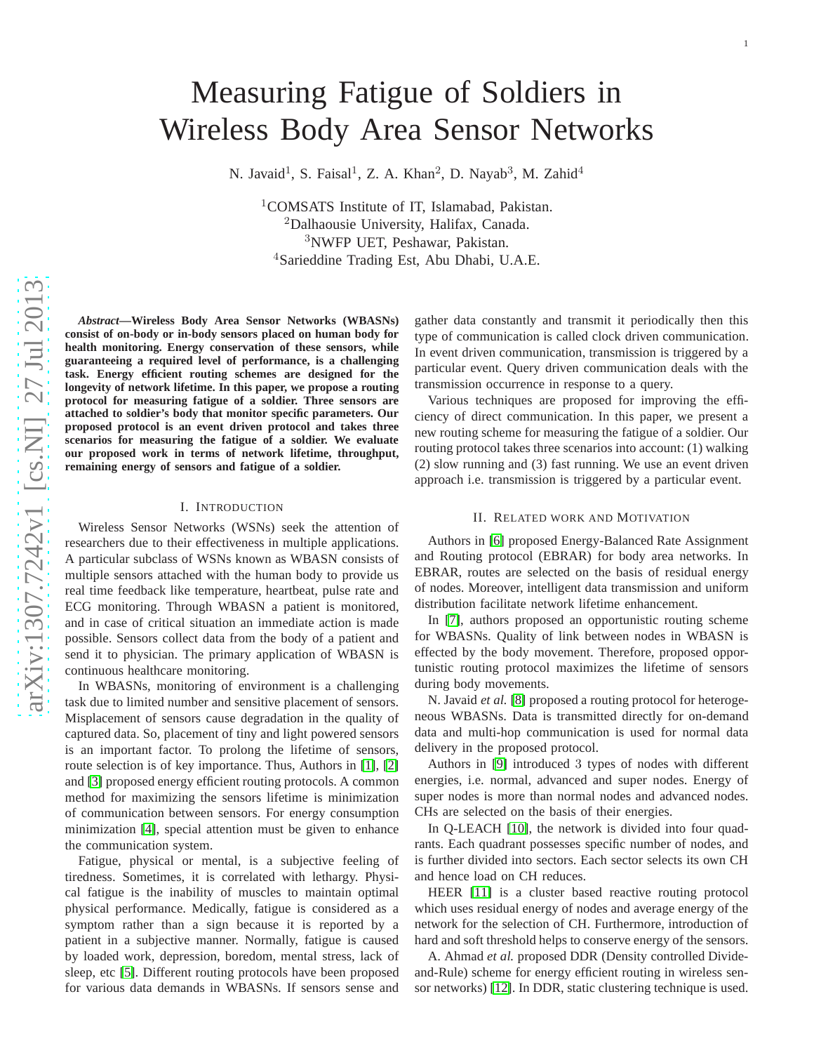# Measuring Fatigue of Soldiers in Wireless Body Area Sensor Networks

N. Javaid[1], S. Faisal[1], Z. A. Khan[2], D. Nayab[3], M. Zahid[4]

[1]COMSATS Institute of IT, Islamabad, Pakistan.
[2]Dalhaousie University, Halifax, Canada.
[3]NWFP UET, Peshawar, Pakistan.
[4]Sarieddine Trading Est, Abu Dhabi, U.A.E.

***Abstract*—Wireless Body Area Sensor Networks (WBASNs) consist of on-body or in-body sensors placed on human body for health monitoring. Energy conservation of these sensors, while guaranteeing a required level of performance, is a challenging task. Energy efficient routing schemes are designed for the longevity of network lifetime. In this paper, we propose a routing protocol for measuring fatigue of a soldier. Three sensors are attached to soldier's body that monitor specific parameters. Our proposed protocol is an event driven protocol and takes three scenarios for measuring the fatigue of a soldier. We evaluate our proposed work in terms of network lifetime, throughput, remaining energy of sensors and fatigue of a soldier.**

## I. Introduction

Wireless Sensor Networks (WSNs) seek the attention of researchers due to their effectiveness in multiple applications. A particular subclass of WSNs known as WBASN consists of multiple sensors attached with the human body to provide us real time feedback like temperature, heartbeat, pulse rate and ECG monitoring. Through WBASN a patient is monitored, and in case of critical situation an immediate action is made possible. Sensors collect data from the body of a patient and send it to physician. The primary application of WBASN is continuous healthcare monitoring.

In WBASNs, monitoring of environment is a challenging task due to limited number and sensitive placement of sensors. Misplacement of sensors cause degradation in the quality of captured data. So, placement of tiny and light powered sensors is an important factor. To prolong the lifetime of sensors, route selection is of key importance. Thus, Authors in [1], [2] and [3] proposed energy efficient routing protocols. A common method for maximizing the sensors lifetime is minimization of communication between sensors. For energy consumption minimization [4], special attention must be given to enhance the communication system.

Fatigue, physical or mental, is a subjective feeling of tiredness. Sometimes, it is correlated with lethargy. Physical fatigue is the inability of muscles to maintain optimal physical performance. Medically, fatigue is considered as a symptom rather than a sign because it is reported by a patient in a subjective manner. Normally, fatigue is caused by loaded work, depression, boredom, mental stress, lack of sleep, etc [5]. Different routing protocols have been proposed for various data demands in WBASNs. If sensors sense and gather data constantly and transmit it periodically then this type of communication is called clock driven communication. In event driven communication, transmission is triggered by a particular event. Query driven communication deals with the transmission occurrence in response to a query.

Various techniques are proposed for improving the efficiency of direct communication. In this paper, we present a new routing scheme for measuring the fatigue of a soldier. Our routing protocol takes three scenarios into account: (1) walking (2) slow running and (3) fast running. We use an event driven approach i.e. transmission is triggered by a particular event.

## II. Related work and Motivation

Authors in [6] proposed Energy-Balanced Rate Assignment and Routing protocol (EBRAR) for body area networks. In EBRAR, routes are selected on the basis of residual energy of nodes. Moreover, intelligent data transmission and uniform distribution facilitate network lifetime enhancement.

In [7], authors proposed an opportunistic routing scheme for WBASNs. Quality of link between nodes in WBASN is effected by the body movement. Therefore, proposed opportunistic routing protocol maximizes the lifetime of sensors during body movements.

N. Javaid *et al.* [8] proposed a routing protocol for heterogeneous WBASNs. Data is transmitted directly for on-demand data and multi-hop communication is used for normal data delivery in the proposed protocol.

Authors in [9] introduced 3 types of nodes with different energies, i.e. normal, advanced and super nodes. Energy of super nodes is more than normal nodes and advanced nodes. CHs are selected on the basis of their energies.

In Q-LEACH [10], the network is divided into four quadrants. Each quadrant possesses specific number of nodes, and is further divided into sectors. Each sector selects its own CH and hence load on CH reduces.

HEER [11] is a cluster based reactive routing protocol which uses residual energy of nodes and average energy of the network for the selection of CH. Furthermore, introduction of hard and soft threshold helps to conserve energy of the sensors.

A. Ahmad *et al.* proposed DDR (Density controlled Divide-and-Rule) scheme for energy efficient routing in wireless sensor networks) [12]. In DDR, static clustering technique is used.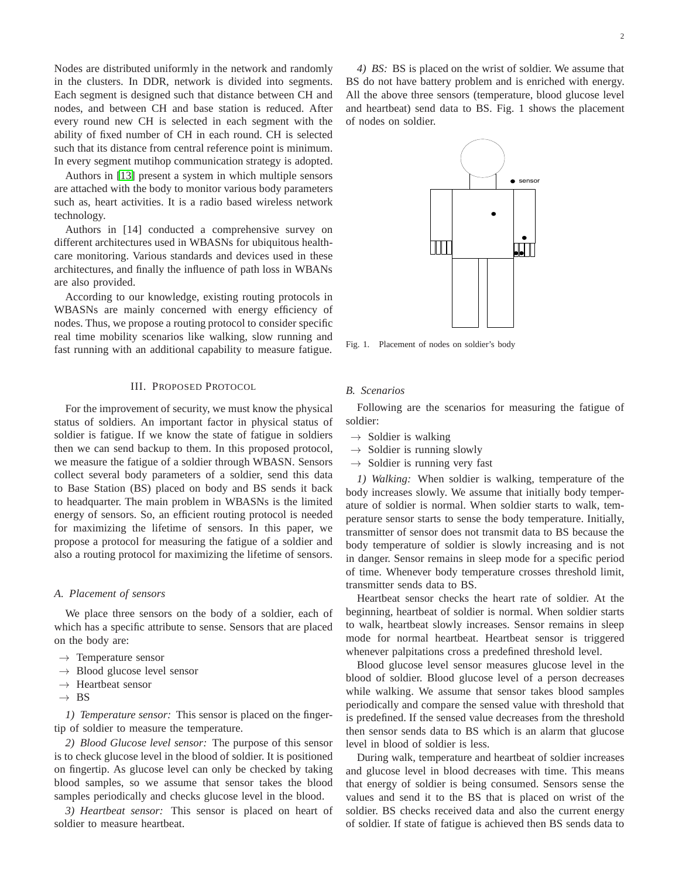Nodes are distributed uniformly in the network and randomly in the clusters. In DDR, network is divided into segments. Each segment is designed such that distance between CH and nodes, and between CH and base station is reduced. After every round new CH is selected in each segment with the ability of fixed number of CH in each round. CH is selected such that its distance from central reference point is minimum. In every segment mutihop communication strategy is adopted.

Authors in [13] present a system in which multiple sensors are attached with the body to monitor various body parameters such as, heart activities. It is a radio based wireless network technology.

Authors in [14] conducted a comprehensive survey on different architectures used in WBASNs for ubiquitous health-care monitoring. Various standards and devices used in these architectures, and finally the influence of path loss in WBANs are also provided.

According to our knowledge, existing routing protocols in WBASNs are mainly concerned with energy efficiency of nodes. Thus, we propose a routing protocol to consider specific real time mobility scenarios like walking, slow running and fast running with an additional capability to measure fatigue.

## III. Proposed Protocol

For the improvement of security, we must know the physical status of soldiers. An important factor in physical status of soldier is fatigue. If we know the state of fatigue in soldiers then we can send backup to them. In this proposed protocol, we measure the fatigue of a soldier through WBASN. Sensors collect several body parameters of a soldier, send this data to Base Station (BS) placed on body and BS sends it back to headquarter. The main problem in WBASNs is the limited energy of sensors. So, an efficient routing protocol is needed for maximizing the lifetime of sensors. In this paper, we propose a protocol for measuring the fatigue of a soldier and also a routing protocol for maximizing the lifetime of sensors.

### A. Placement of sensors

We place three sensors on the body of a soldier, each of which has a specific attribute to sense. Sensors that are placed on the body are:

- → Temperature sensor
- → Blood glucose level sensor
- → Heartbeat sensor
- → BS

*1) Temperature sensor:* This sensor is placed on the finger-tip of soldier to measure the temperature.

*2) Blood Glucose level sensor:* The purpose of this sensor is to check glucose level in the blood of soldier. It is positioned on fingertip. As glucose level can only be checked by taking blood samples, so we assume that sensor takes the blood samples periodically and checks glucose level in the blood.

*3) Heartbeat sensor:* This sensor is placed on heart of soldier to measure heartbeat.

*4) BS:* BS is placed on the wrist of soldier. We assume that BS do not have battery problem and is enriched with energy. All the above three sensors (temperature, blood glucose level and heartbeat) send data to BS. Fig. 1 shows the placement of nodes on soldier.

Fig. 1. Placement of nodes on soldier's body

### B. Scenarios

Following are the scenarios for measuring the fatigue of soldier:

- → Soldier is walking
- → Soldier is running slowly
- → Soldier is running very fast

*1) Walking:* When soldier is walking, temperature of the body increases slowly. We assume that initially body temperature of soldier is normal. When soldier starts to walk, temperature sensor starts to sense the body temperature. Initially, transmitter of sensor does not transmit data to BS because the body temperature of soldier is slowly increasing and is not in danger. Sensor remains in sleep mode for a specific period of time. Whenever body temperature crosses threshold limit, transmitter sends data to BS.

Heartbeat sensor checks the heart rate of soldier. At the beginning, heartbeat of soldier is normal. When soldier starts to walk, heartbeat slowly increases. Sensor remains in sleep mode for normal heartbeat. Heartbeat sensor is triggered whenever palpitations cross a predefined threshold level.

Blood glucose level sensor measures glucose level in the blood of soldier. Blood glucose level of a person decreases while walking. We assume that sensor takes blood samples periodically and compare the sensed value with threshold that is predefined. If the sensed value decreases from the threshold then sensor sends data to BS which is an alarm that glucose level in blood of soldier is less.

During walk, temperature and heartbeat of soldier increases and glucose level in blood decreases with time. This means that energy of soldier is being consumed. Sensors sense the values and send it to the BS that is placed on wrist of the soldier. BS checks received data and also the current energy of soldier. If state of fatigue is achieved then BS sends data to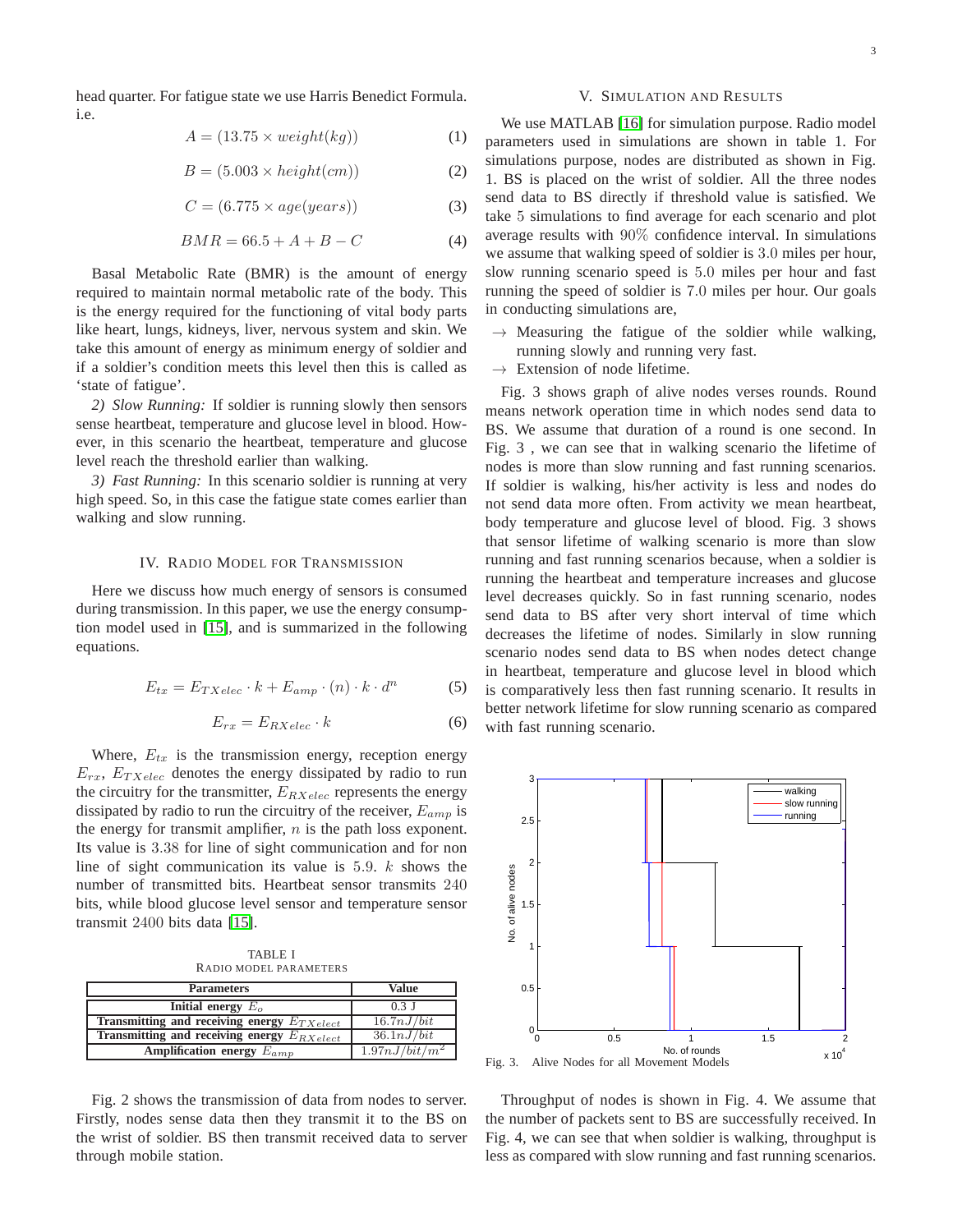head quarter. For fatigue state we use Harris Benedict Formula. i.e.

$$A = (13.75 \times weight(kg)) \tag{1}$$

$$B = (5.003 \times height(cm)) \tag{2}$$

$$C = (6.775 \times age(years)) \tag{3}$$

$$BMR = 66.5 + A + B - C \tag{4}$$

Basal Metabolic Rate (BMR) is the amount of energy required to maintain normal metabolic rate of the body. This is the energy required for the functioning of vital body parts like heart, lungs, kidneys, liver, nervous system and skin. We take this amount of energy as minimum energy of soldier and if a soldier's condition meets this level then this is called as 'state of fatigue'.

*2) Slow Running:* If soldier is running slowly then sensors sense heartbeat, temperature and glucose level in blood. However, in this scenario the heartbeat, temperature and glucose level reach the threshold earlier than walking.

*3) Fast Running:* In this scenario soldier is running at very high speed. So, in this case the fatigue state comes earlier than walking and slow running.

## IV. Radio Model for Transmission

Here we discuss how much energy of sensors is consumed during transmission. In this paper, we use the energy consumption model used in [15], and is summarized in the following equations.

$$E_{tx} = E_{TXelec} \cdot k + E_{amp} \cdot (n) \cdot k \cdot d^n \tag{5}$$

$$E_{rx} = E_{RXelec} \cdot k \tag{6}$$

Where, $E_{tx}$ is the transmission energy, reception energy $E_{rx}$, $E_{TXelec}$ denotes the energy dissipated by radio to run the circuitry for the transmitter, $E_{RXelec}$ represents the energy dissipated by radio to run the circuitry of the receiver, $E_{amp}$ is the energy for transmit amplifier, $n$ is the path loss exponent. Its value is $3.38$ for line of sight communication and for non line of sight communication its value is $5.9$. $k$ shows the number of transmitted bits. Heartbeat sensor transmits $240$ bits, while blood glucose level sensor and temperature sensor transmit $2400$ bits data [15].

TABLE I
Radio Model Parameters

| Parameters | Value |
|---|---|
| Initial energy $E_o$ | 0.3 J |
| Transmitting and receiving energy $E_{TXelect}$ | $16.7nJ/bit$ |
| Transmitting and receiving energy $E_{RXelect}$ | $36.1nJ/bit$ |
| Amplification energy $E_{amp}$ | $1.97nJ/bit/m^2$ |

Fig. 2 shows the transmission of data from nodes to server. Firstly, nodes sense data then they transmit it to the BS on the wrist of soldier. BS then transmit received data to server through mobile station.

## V. Simulation and Results

We use MATLAB [16] for simulation purpose. Radio model parameters used in simulations are shown in table 1. For simulations purpose, nodes are distributed as shown in Fig. 1. BS is placed on the wrist of soldier. All the three nodes send data to BS directly if threshold value is satisfied. We take $5$ simulations to find average for each scenario and plot average results with $90\%$ confidence interval. In simulations we assume that walking speed of soldier is $3.0$ miles per hour, slow running scenario speed is $5.0$ miles per hour and fast running the speed of soldier is $7.0$ miles per hour. Our goals in conducting simulations are,

- → Measuring the fatigue of the soldier while walking, running slowly and running very fast.
- → Extension of node lifetime.

Fig. 3 shows graph of alive nodes verses rounds. Round means network operation time in which nodes send data to BS. We assume that duration of a round is one second. In Fig. 3 , we can see that in walking scenario the lifetime of nodes is more than slow running and fast running scenarios. If soldier is walking, his/her activity is less and nodes do not send data more often. From activity we mean heartbeat, body temperature and glucose level of blood. Fig. 3 shows that sensor lifetime of walking scenario is more than slow running and fast running scenarios because, when a soldier is running the heartbeat and temperature increases and glucose level decreases quickly. So in fast running scenario, nodes send data to BS after very short interval of time which decreases the lifetime of nodes. Similarly in slow running scenario nodes send data to BS when nodes detect change in heartbeat, temperature and glucose level in blood which is comparatively less then fast running scenario. It results in better network lifetime for slow running scenario as compared with fast running scenario.

Fig. 3. Alive Nodes for all Movement Models

Throughput of nodes is shown in Fig. 4. We assume that the number of packets sent to BS are successfully received. In Fig. 4, we can see that when soldier is walking, throughput is less as compared with slow running and fast running scenarios.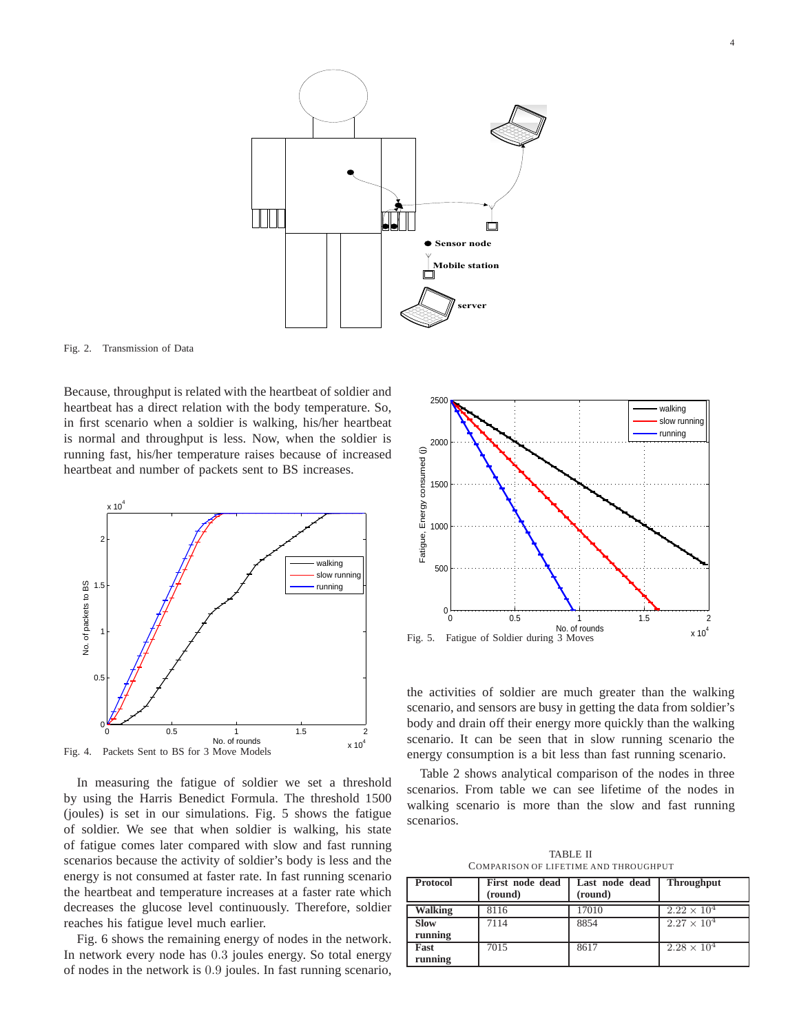Fig. 2. Transmission of Data

Because, throughput is related with the heartbeat of soldier and heartbeat has a direct relation with the body temperature. So, in first scenario when a soldier is walking, his/her heartbeat is normal and throughput is less. Now, when the soldier is running fast, his/her temperature raises because of increased heartbeat and number of packets sent to BS increases.

Fig. 4. Packets Sent to BS for 3 Move Models

In measuring the fatigue of soldier we set a threshold by using the Harris Benedict Formula. The threshold 1500 (joules) is set in our simulations. Fig. 5 shows the fatigue of soldier. We see that when soldier is walking, his state of fatigue comes later compared with slow and fast running scenarios because the activity of soldier's body is less and the energy is not consumed at faster rate. In fast running scenario the heartbeat and temperature increases at a faster rate which decreases the glucose level continuously. Therefore, soldier reaches his fatigue level much earlier.

Fig. 6 shows the remaining energy of nodes in the network. In network every node has $0.3$ joules energy. So total energy of nodes in the network is $0.9$ joules. In fast running scenario, the activities of soldier are much greater than the walking scenario, and sensors are busy in getting the data from soldier's body and drain off their energy more quickly than the walking scenario. It can be seen that in slow running scenario the energy consumption is a bit less than fast running scenario.

Fig. 5. Fatigue of Soldier during 3 Moves

Table 2 shows analytical comparison of the nodes in three scenarios. From table we can see lifetime of the nodes in walking scenario is more than the slow and fast running scenarios.

TABLE II
COMPARISON OF LIFETIME AND THROUGHPUT

| Protocol | First node dead (round) | Last node dead (round) | Throughput |
|---|---|---|---|
| **Walking** | 8116 | 17010 | $2.22 \times 10^4$ |
| **Slow running** | 7114 | 8854 | $2.27 \times 10^4$ |
| **Fast running** | 7015 | 8617 | $2.28 \times 10^4$ |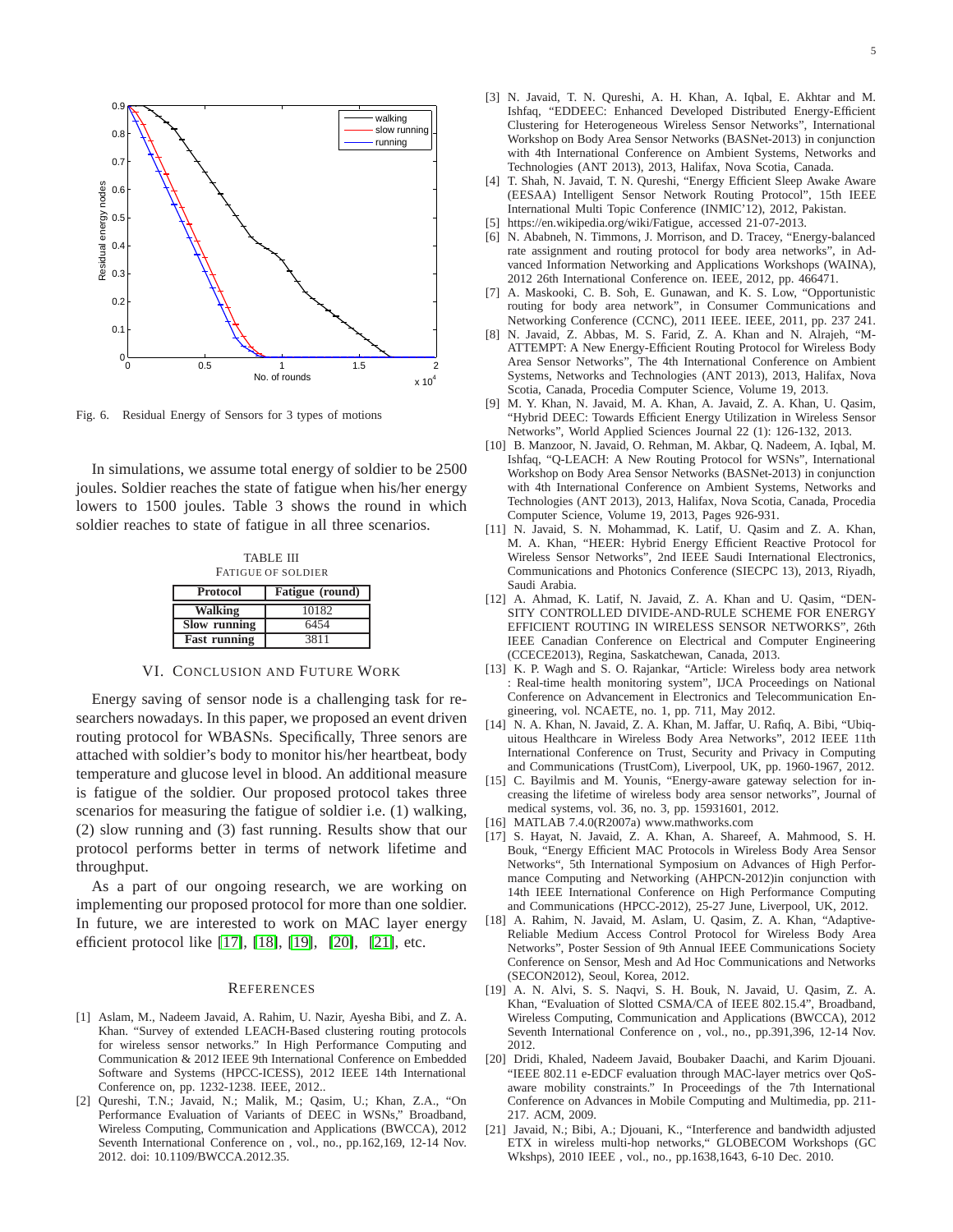0.9
0.8
0.7
0.6
0.5
0.4
0.3
0.2
0.1
0
Residual energy nodes
0
0.5
1
1.5
2
No. of rounds
x $10^4$
walking
slow running
running

Fig. 6. Residual Energy of Sensors for 3 types of motions

In simulations, we assume total energy of soldier to be 2500 joules. Soldier reaches the state of fatigue when his/her energy lowers to 1500 joules. Table 3 shows the round in which soldier reaches to state of fatigue in all three scenarios.

TABLE III
FATIGUE OF SOLDIER

| Protocol | Fatigue (round) |
|---|---|
| **Walking** | 10182 |
| **Slow running** | 6454 |
| **Fast running** | 3811 |

## VI. CONCLUSION AND FUTURE WORK

Energy saving of sensor node is a challenging task for researchers nowadays. In this paper, we proposed an event driven routing protocol for WBASNs. Specifically, Three senors are attached with soldier's body to monitor his/her heartbeat, body temperature and glucose level in blood. An additional measure is fatigue of the soldier. Our proposed protocol takes three scenarios for measuring the fatigue of soldier i.e. (1) walking, (2) slow running and (3) fast running. Results show that our protocol performs better in terms of network lifetime and throughput.

As a part of our ongoing research, we are working on implementing our proposed protocol for more than one soldier. In future, we are interested to work on MAC layer energy efficient protocol like [17], [18], [19], [20], [21], etc.

## REFERENCES

[1] Aslam, M., Nadeem Javaid, A. Rahim, U. Nazir, Ayesha Bibi, and Z. A. Khan. "Survey of extended LEACH-Based clustering routing protocols for wireless sensor networks." In High Performance Computing and Communication & 2012 IEEE 9th International Conference on Embedded Software and Systems (HPCC-ICESS), 2012 IEEE 14th International Conference on, pp. 1232-1238. IEEE, 2012..

[2] Qureshi, T.N.; Javaid, N.; Malik, M.; Qasim, U.; Khan, Z.A., "On Performance Evaluation of Variants of DEEC in WSNs," Broadband, Wireless Computing, Communication and Applications (BWCCA), 2012 Seventh International Conference on , vol., no., pp.162,169, 12-14 Nov. 2012. doi: 10.1109/BWCCA.2012.35.

[3] N. Javaid, T. N. Qureshi, A. H. Khan, A. Iqbal, E. Akhtar and M. Ishfaq, "EDDEEC: Enhanced Developed Distributed Energy-Efficient Clustering for Heterogeneous Wireless Sensor Networks", International Workshop on Body Area Sensor Networks (BASNet-2013) in conjunction with 4th International Conference on Ambient Systems, Networks and Technologies (ANT 2013), 2013, Halifax, Nova Scotia, Canada.

[4] T. Shah, N. Javaid, T. N. Qureshi, "Energy Efficient Sleep Awake Aware (EESAA) Intelligent Sensor Network Routing Protocol", 15th IEEE International Multi Topic Conference (INMIC'12), 2012, Pakistan.

[5] https://en.wikipedia.org/wiki/Fatigue, accessed 21-07-2013.

[6] N. Ababneh, N. Timmons, J. Morrison, and D. Tracey, "Energy-balanced rate assignment and routing protocol for body area networks", in Advanced Information Networking and Applications Workshops (WAINA), 2012 26th International Conference on. IEEE, 2012, pp. 466471.

[7] A. Maskooki, C. B. Soh, E. Gunawan, and K. S. Low, "Opportunistic routing for body area network", in Consumer Communications and Networking Conference (CCNC), 2011 IEEE. IEEE, 2011, pp. 237 241.

[8] N. Javaid, Z. Abbas, M. S. Farid, Z. A. Khan and N. Alrajeh, "M-ATTEMPT: A New Energy-Efficient Routing Protocol for Wireless Body Area Sensor Networks", The 4th International Conference on Ambient Systems, Networks and Technologies (ANT 2013), 2013, Halifax, Nova Scotia, Canada, Procedia Computer Science, Volume 19, 2013.

[9] M. Y. Khan, N. Javaid, M. A. Khan, A. Javaid, Z. A. Khan, U. Qasim, "Hybrid DEEC: Towards Efficient Energy Utilization in Wireless Sensor Networks", World Applied Sciences Journal 22 (1): 126-132, 2013.

[10] B. Manzoor, N. Javaid, O. Rehman, M. Akbar, Q. Nadeem, A. Iqbal, M. Ishfaq, "Q-LEACH: A New Routing Protocol for WSNs", International Workshop on Body Area Sensor Networks (BASNet-2013) in conjunction with 4th International Conference on Ambient Systems, Networks and Technologies (ANT 2013), 2013, Halifax, Nova Scotia, Canada, Procedia Computer Science, Volume 19, 2013, Pages 926-931.

[11] N. Javaid, S. N. Mohammad, K. Latif, U. Qasim and Z. A. Khan, M. A. Khan, "HEER: Hybrid Energy Efficient Reactive Protocol for Wireless Sensor Networks", 2nd IEEE Saudi International Electronics, Communications and Photonics Conference (SIECPC 13), 2013, Riyadh, Saudi Arabia.

[12] A. Ahmad, K. Latif, N. Javaid, Z. A. Khan and U. Qasim, "DENSITY CONTROLLED DIVIDE-AND-RULE SCHEME FOR ENERGY EFFICIENT ROUTING IN WIRELESS SENSOR NETWORKS", 26th IEEE Canadian Conference on Electrical and Computer Engineering (CCECE2013), Regina, Saskatchewan, Canada, 2013.

[13] K. P. Wagh and S. O. Rajankar, "Article: Wireless body area network : Real-time health monitoring system", IJCA Proceedings on National Conference on Advancement in Electronics and Telecommunication Engineering, vol. NCAETE, no. 1, pp. 711, May 2012.

[14] N. A. Khan, N. Javaid, Z. A. Khan, M. Jaffar, U. Rafiq, A. Bibi, "Ubiquitous Healthcare in Wireless Body Area Networks", 2012 IEEE 11th International Conference on Trust, Security and Privacy in Computing and Communications (TrustCom), Liverpool, UK, pp. 1960-1967, 2012.

[15] C. Bayilmis and M. Younis, "Energy-aware gateway selection for increasing the lifetime of wireless body area sensor networks", Journal of medical systems, vol. 36, no. 3, pp. 15931601, 2012.

[16] MATLAB 7.4.0(R2007a) www.mathworks.com

[17] S. Hayat, N. Javaid, Z. A. Khan, A. Shareef, A. Mahmood, S. H. Bouk, "Energy Efficient MAC Protocols in Wireless Body Area Sensor Networks", 5th International Symposium on Advances of High Performance Computing and Networking (AHPCN-2012)in conjunction with 14th IEEE International Conference on High Performance Computing and Communications (HPCC-2012), 25-27 June, Liverpool, UK, 2012.

[18] A. Rahim, N. Javaid, M. Aslam, U. Qasim, Z. A. Khan, "Adaptive-Reliable Medium Access Control Protocol for Wireless Body Area Networks", Poster Session of 9th Annual IEEE Communications Society Conference on Sensor, Mesh and Ad Hoc Communications and Networks (SECON2012), Seoul, Korea, 2012.

[19] A. N. Alvi, S. S. Naqvi, S. H. Bouk, N. Javaid, U. Qasim, Z. A. Khan, "Evaluation of Slotted CSMA/CA of IEEE 802.15.4", Broadband, Wireless Computing, Communication and Applications (BWCCA), 2012 Seventh International Conference on , vol., no., pp.391,396, 12-14 Nov. 2012.

[20] Dridi, Khaled, Nadeem Javaid, Boubaker Daachi, and Karim Djouani. "IEEE 802.11 e-EDCF evaluation through MAC-layer metrics over QoS-aware mobility constraints." In Proceedings of the 7th International Conference on Advances in Mobile Computing and Multimedia, pp. 211-217. ACM, 2009.

[21] Javaid, N.; Bibi, A.; Djouani, K., "Interference and bandwidth adjusted ETX in wireless multi-hop networks," GLOBECOM Workshops (GC Wkshps), 2010 IEEE , vol., no., pp.1638,1643, 6-10 Dec. 2010.